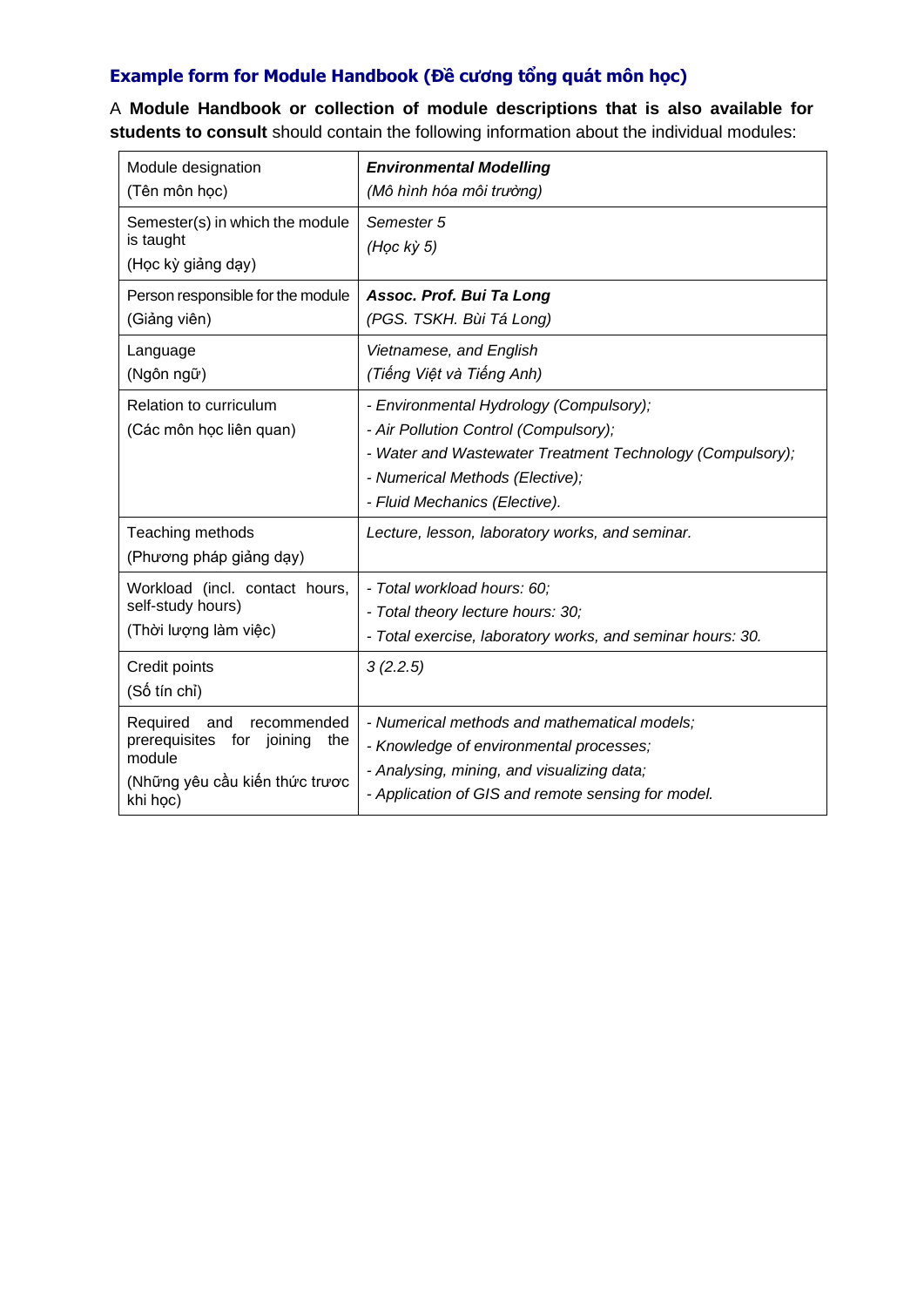### Example form for Module Handbook (Đề cương tổng quát môn học)

A **Module Handbook or collection of module descriptions that is also available for students to consult** should contain the following information about the individual modules:

| Module designation (Tên môn học) | ***Environmental Modelling*** *(Mô hình hóa môi trường)* |
|---|---|
| Semester(s) in which the module is taught (Học kỳ giảng dạy) | *Semester 5* *(Học kỳ 5)* |
| Person responsible for the module (Giảng viên) | ***Assoc. Prof. Bui Ta Long*** *(PGS. TSKH. Bùi Tá Long)* |
| Language (Ngôn ngữ) | *Vietnamese, and English* *(Tiếng Việt và Tiếng Anh)* |
| Relation to curriculum (Các môn học liên quan) | *- Environmental Hydrology (Compulsory);* <br> *- Air Pollution Control (Compulsory);* <br> *- Water and Wastewater Treatment Technology (Compulsory);* <br> *- Numerical Methods (Elective);* <br> *- Fluid Mechanics (Elective).* |
| Teaching methods (Phương pháp giảng dạy) | *Lecture, lesson, laboratory works, and seminar.* |
| Workload (incl. contact hours, self-study hours) (Thời lượng làm việc) | *- Total workload hours: 60;* <br> *- Total theory lecture hours: 30;* <br> *- Total exercise, laboratory works, and seminar hours: 30.* |
| Credit points (Số tín chỉ) | *3 (2.2.5)* |
| Required and recommended prerequisites for joining the module (Những yêu cầu kiến thức trươc khi học) | *- Numerical methods and mathematical models;* <br> *- Knowledge of environmental processes;* <br> *- Analysing, mining, and visualizing data;* <br> *- Application of GIS and remote sensing for model.* |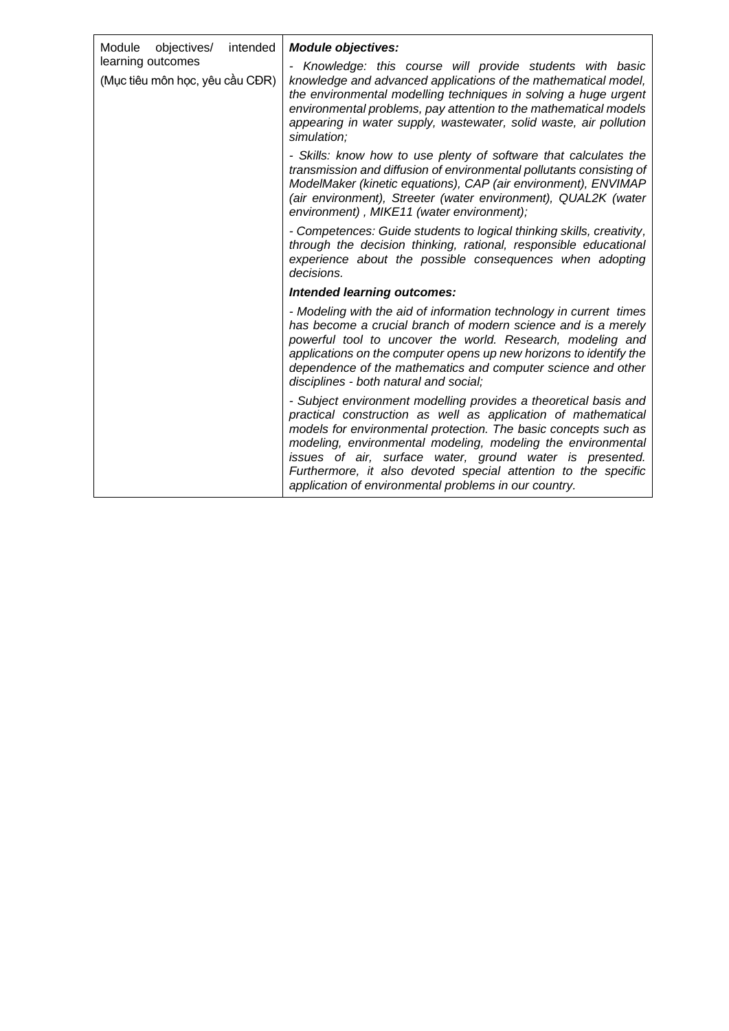| Module objectives/ intended learning outcomes<br>(Mục tiêu môn học, yêu cầu CĐR) | ***Module objectives:***<br>*- Knowledge: this course will provide students with basic knowledge and advanced applications of the mathematical model, the environmental modelling techniques in solving a huge urgent environmental problems, pay attention to the mathematical models appearing in water supply, wastewater, solid waste, air pollution simulation;*<br>*- Skills: know how to use plenty of software that calculates the transmission and diffusion of environmental pollutants consisting of ModelMaker (kinetic equations), CAP (air environment), ENVIMAP (air environment), Streeter (water environment), QUAL2K (water environment) , MIKE11 (water environment);*<br>*- Competences: Guide students to logical thinking skills, creativity, through the decision thinking, rational, responsible educational experience about the possible consequences when adopting decisions.*<br>***Intended learning outcomes:***<br>*- Modeling with the aid of information technology in current times has become a crucial branch of modern science and is a merely powerful tool to uncover the world. Research, modeling and applications on the computer opens up new horizons to identify the dependence of the mathematics and computer science and other disciplines - both natural and social;*<br>*- Subject environment modelling provides a theoretical basis and practical construction as well as application of mathematical models for environmental protection. The basic concepts such as modeling, environmental modeling, modeling the environmental issues of air, surface water, ground water is presented. Furthermore, it also devoted special attention to the specific application of environmental problems in our country.* |
|---|---|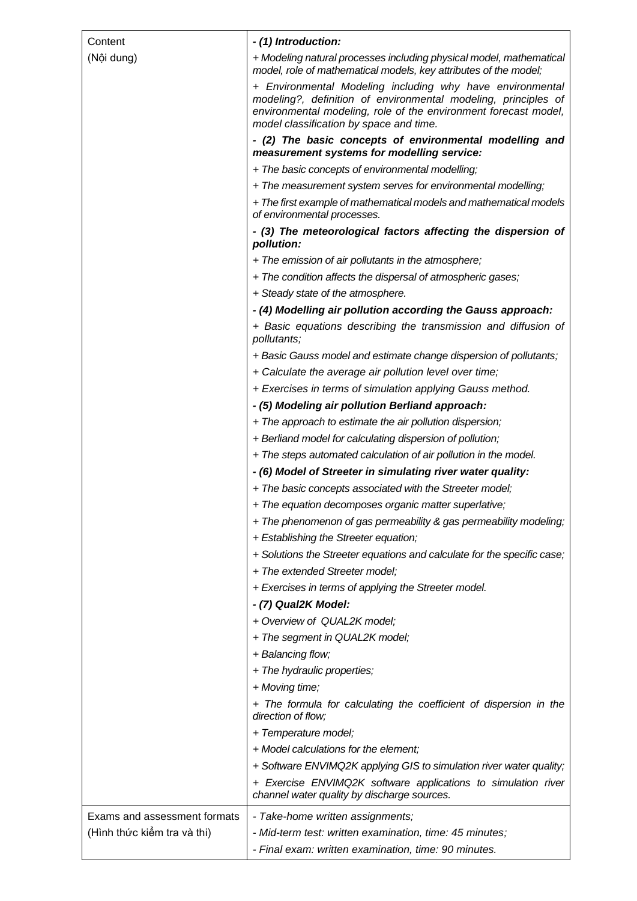| | |
|---|---|
| Content<br>(Nội dung) | ***- (1) Introduction:***<br>*+ Modeling natural processes including physical model, mathematical model, role of mathematical models, key attributes of the model;*<br>*+ Environmental Modeling including why have environmental modeling?, definition of environmental modeling, principles of environmental modeling, role of the environment forecast model, model classification by space and time.*<br>***- (2) The basic concepts of environmental modelling and measurement systems for modelling service:***<br>*+ The basic concepts of environmental modelling;*<br>*+ The measurement system serves for environmental modelling;*<br>*+ The first example of mathematical models and mathematical models of environmental processes.*<br>***- (3) The meteorological factors affecting the dispersion of pollution:***<br>*+ The emission of air pollutants in the atmosphere;*<br>*+ The condition affects the dispersal of atmospheric gases;*<br>*+ Steady state of the atmosphere.*<br>***- (4) Modelling air pollution according the Gauss approach:***<br>*+ Basic equations describing the transmission and diffusion of pollutants;*<br>*+ Basic Gauss model and estimate change dispersion of pollutants;*<br>*+ Calculate the average air pollution level over time;*<br>*+ Exercises in terms of simulation applying Gauss method.*<br>***- (5) Modeling air pollution Berliand approach:***<br>*+ The approach to estimate the air pollution dispersion;*<br>*+ Berliand model for calculating dispersion of pollution;*<br>*+ The steps automated calculation of air pollution in the model.*<br>***- (6) Model of Streeter in simulating river water quality:***<br>*+ The basic concepts associated with the Streeter model;*<br>*+ The equation decomposes organic matter superlative;*<br>*+ The phenomenon of gas permeability & gas permeability modeling;*<br>*+ Establishing the Streeter equation;*<br>*+ Solutions the Streeter equations and calculate for the specific case;*<br>*+ The extended Streeter model;*<br>*+ Exercises in terms of applying the Streeter model.*<br>***- (7) Qual2K Model:***<br>*+ Overview of QUAL2K model;*<br>*+ The segment in QUAL2K model;*<br>*+ Balancing flow;*<br>*+ The hydraulic properties;*<br>*+ Moving time;*<br>*+ The formula for calculating the coefficient of dispersion in the direction of flow;*<br>*+ Temperature model;*<br>*+ Model calculations for the element;*<br>*+ Software ENVIMQ2K applying GIS to simulation river water quality;*<br>*+ Exercise ENVIMQ2K software applications to simulation river channel water quality by discharge sources.* |
| Exams and assessment formats<br>(Hình thức kiểm tra và thi) | *- Take-home written assignments;*<br>*- Mid-term test: written examination, time: 45 minutes;*<br>*- Final exam: written examination, time: 90 minutes.* |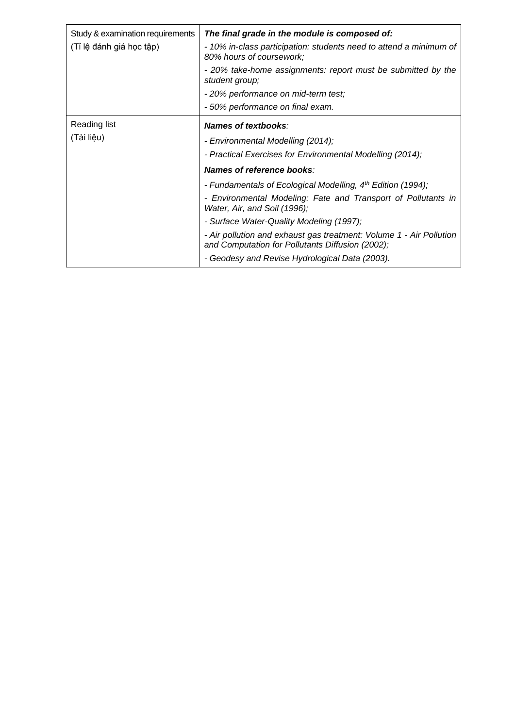| | |
|---|---|
| Study & examination requirements<br>(Tỉ lệ đánh giá học tập) | ***The final grade in the module is composed of:***<br>*- 10% in-class participation: students need to attend a minimum of 80% hours of coursework;*<br>*- 20% take-home assignments: report must be submitted by the student group;*<br>*- 20% performance on mid-term test;*<br>*- 50% performance on final exam.* |
| Reading list<br>(Tài liệu) | ***Names of textbooks**:*<br>*- Environmental Modelling (2014);*<br>*- Practical Exercises for Environmental Modelling (2014);*<br>***Names of reference books**:*<br>*- Fundamentals of Ecological Modelling, 4th Edition (1994);*<br>*- Environmental Modeling: Fate and Transport of Pollutants in Water, Air, and Soil (1996);*<br>*- Surface Water-Quality Modeling (1997);*<br>*- Air pollution and exhaust gas treatment: Volume 1 - Air Pollution and Computation for Pollutants Diffusion (2002);*<br>*- Geodesy and Revise Hydrological Data (2003).* |